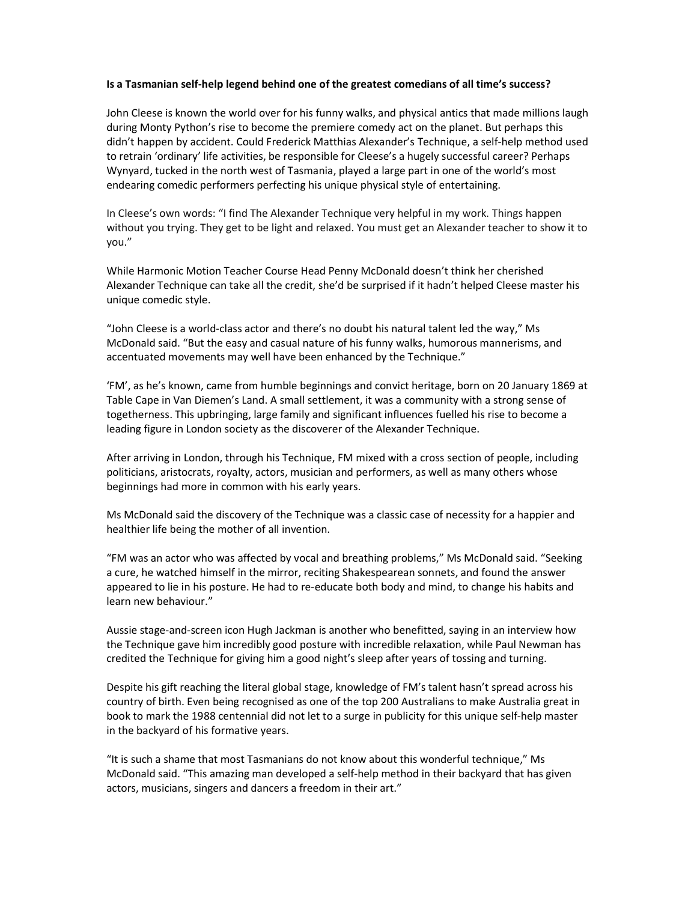**Is a Tasmanian self-help legend behind one of the greatest comedians of all time's success?**

John Cleese is known the world over for his funny walks, and physical antics that made millions laugh during Monty Python's rise to become the premiere comedy act on the planet. But perhaps this didn't happen by accident. Could Frederick Matthias Alexander's Technique, a self-help method used to retrain 'ordinary' life activities, be responsible for Cleese's a hugely successful career? Perhaps Wynyard, tucked in the north west of Tasmania, played a large part in one of the world's most endearing comedic performers perfecting his unique physical style of entertaining.

In Cleese's own words: "I find The Alexander Technique very helpful in my work. Things happen without you trying. They get to be light and relaxed. You must get an Alexander teacher to show it to you."

While Harmonic Motion Teacher Course Head Penny McDonald doesn't think her cherished Alexander Technique can take all the credit, she'd be surprised if it hadn't helped Cleese master his unique comedic style.

"John Cleese is a world-class actor and there's no doubt his natural talent led the way," Ms McDonald said. "But the easy and casual nature of his funny walks, humorous mannerisms, and accentuated movements may well have been enhanced by the Technique."

'FM', as he's known, came from humble beginnings and convict heritage, born on 20 January 1869 at Table Cape in Van Diemen's Land. A small settlement, it was a community with a strong sense of togetherness. This upbringing, large family and significant influences fuelled his rise to become a leading figure in London society as the discoverer of the Alexander Technique.

After arriving in London, through his Technique, FM mixed with a cross section of people, including politicians, aristocrats, royalty, actors, musician and performers, as well as many others whose beginnings had more in common with his early years.

Ms McDonald said the discovery of the Technique was a classic case of necessity for a happier and healthier life being the mother of all invention.

"FM was an actor who was affected by vocal and breathing problems," Ms McDonald said. "Seeking a cure, he watched himself in the mirror, reciting Shakespearean sonnets, and found the answer appeared to lie in his posture. He had to re-educate both body and mind, to change his habits and learn new behaviour."

Aussie stage-and-screen icon Hugh Jackman is another who benefitted, saying in an interview how the Technique gave him incredibly good posture with incredible relaxation, while Paul Newman has credited the Technique for giving him a good night's sleep after years of tossing and turning.

Despite his gift reaching the literal global stage, knowledge of FM's talent hasn't spread across his country of birth. Even being recognised as one of the top 200 Australians to make Australia great in book to mark the 1988 centennial did not let to a surge in publicity for this unique self-help master in the backyard of his formative years.

"It is such a shame that most Tasmanians do not know about this wonderful technique," Ms McDonald said. "This amazing man developed a self-help method in their backyard that has given actors, musicians, singers and dancers a freedom in their art."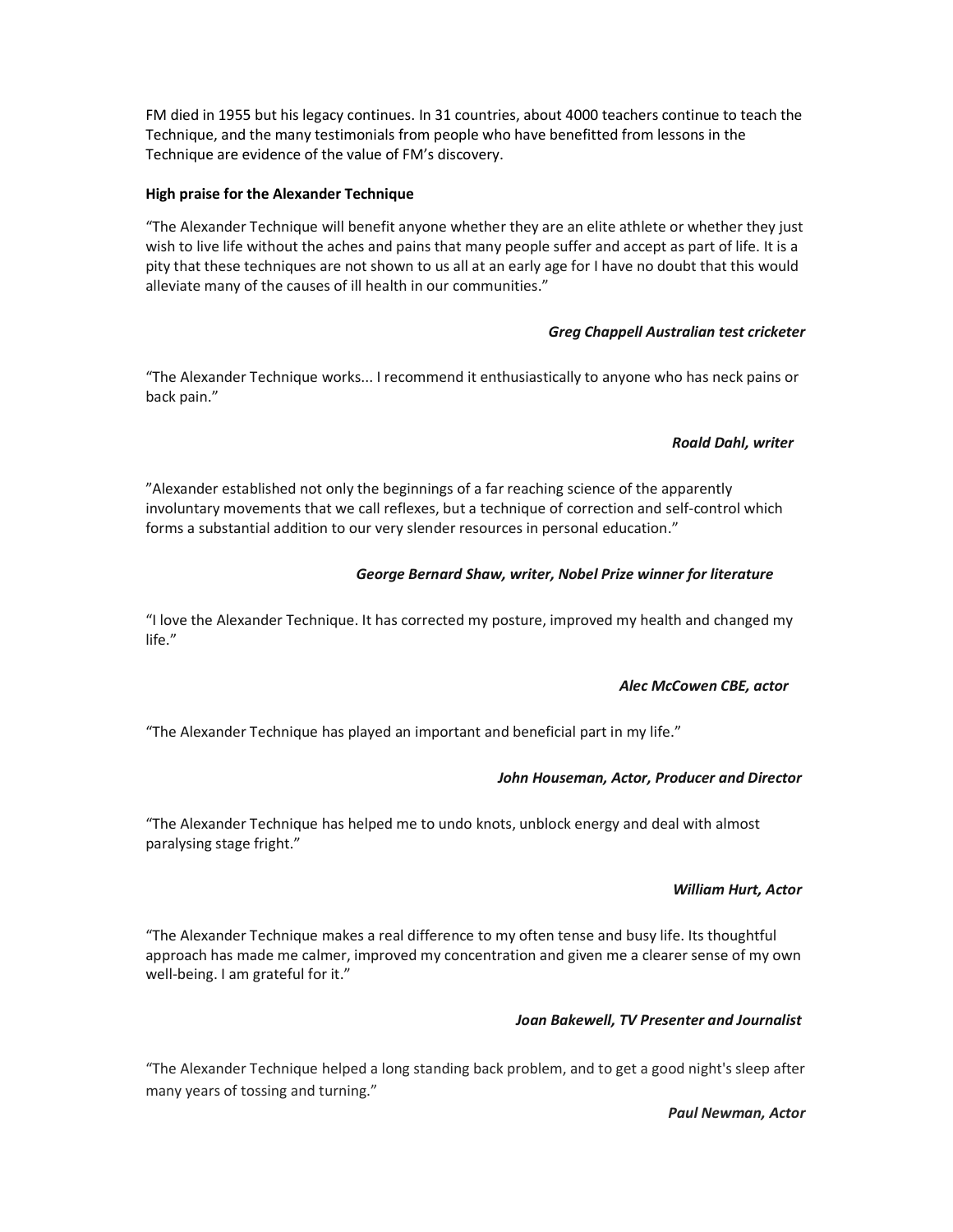FM died in 1955 but his legacy continues. In 31 countries, about 4000 teachers continue to teach the Technique, and the many testimonials from people who have benefitted from lessons in the Technique are evidence of the value of FM's discovery.

**High praise for the Alexander Technique**

"The Alexander Technique will benefit anyone whether they are an elite athlete or whether they just wish to live life without the aches and pains that many people suffer and accept as part of life. It is a pity that these techniques are not shown to us all at an early age for I have no doubt that this would alleviate many of the causes of ill health in our communities."

***Greg Chappell Australian test cricketer***

"The Alexander Technique works... I recommend it enthusiastically to anyone who has neck pains or back pain."

***Roald Dahl, writer***

"Alexander established not only the beginnings of a far reaching science of the apparently involuntary movements that we call reflexes, but a technique of correction and self-control which forms a substantial addition to our very slender resources in personal education."

***George Bernard Shaw, writer, Nobel Prize winner for literature***

"I love the Alexander Technique. It has corrected my posture, improved my health and changed my life."

***Alec McCowen CBE, actor***

"The Alexander Technique has played an important and beneficial part in my life."

***John Houseman, Actor, Producer and Director***

"The Alexander Technique has helped me to undo knots, unblock energy and deal with almost paralysing stage fright."

***William Hurt, Actor***

"The Alexander Technique makes a real difference to my often tense and busy life. Its thoughtful approach has made me calmer, improved my concentration and given me a clearer sense of my own well-being. I am grateful for it."

***Joan Bakewell, TV Presenter and Journalist***

"The Alexander Technique helped a long standing back problem, and to get a good night's sleep after many years of tossing and turning."

***Paul Newman, Actor***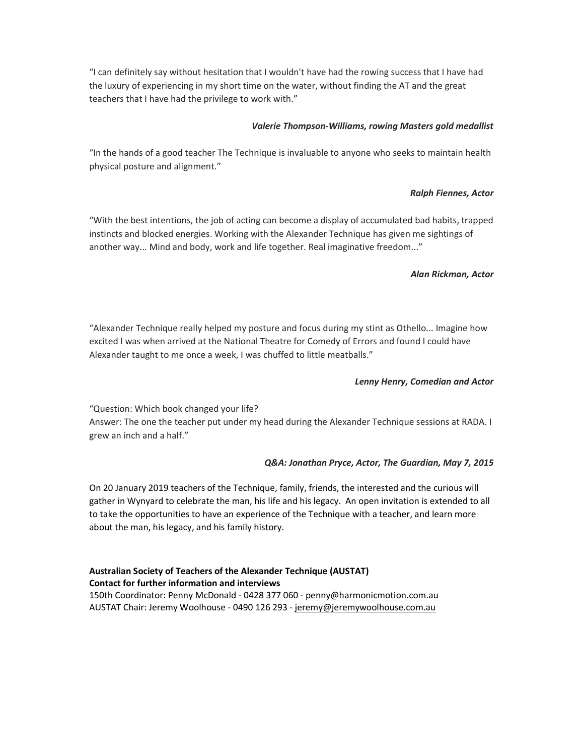“I can definitely say without hesitation that I wouldn't have had the rowing success that I have had the luxury of experiencing in my short time on the water, without finding the AT and the great teachers that I have had the privilege to work with.”

***Valerie Thompson-Williams, rowing Masters gold medallist***

“In the hands of a good teacher The Technique is invaluable to anyone who seeks to maintain health physical posture and alignment.”

***Ralph Fiennes, Actor***

“With the best intentions, the job of acting can become a display of accumulated bad habits, trapped instincts and blocked energies. Working with the Alexander Technique has given me sightings of another way... Mind and body, work and life together. Real imaginative freedom...”

***Alan Rickman, Actor***

“Alexander Technique really helped my posture and focus during my stint as Othello... Imagine how excited I was when arrived at the National Theatre for Comedy of Errors and found I could have Alexander taught to me once a week, I was chuffed to little meatballs.”

***Lenny Henry, Comedian and Actor***

“Question: Which book changed your life?
Answer: The one the teacher put under my head during the Alexander Technique sessions at RADA. I grew an inch and a half.”

***Q&A: Jonathan Pryce, Actor, The Guardian, May 7, 2015***

On 20 January 2019 teachers of the Technique, family, friends, the interested and the curious will gather in Wynyard to celebrate the man, his life and his legacy. An open invitation is extended to all to take the opportunities to have an experience of the Technique with a teacher, and learn more about the man, his legacy, and his family history.

**Australian Society of Teachers of the Alexander Technique (AUSTAT)**
**Contact for further information and interviews**
150th Coordinator: Penny McDonald - 0428 377 060 - penny@harmonicmotion.com.au
AUSTAT Chair: Jeremy Woolhouse - 0490 126 293 - jeremy@jeremywoolhouse.com.au